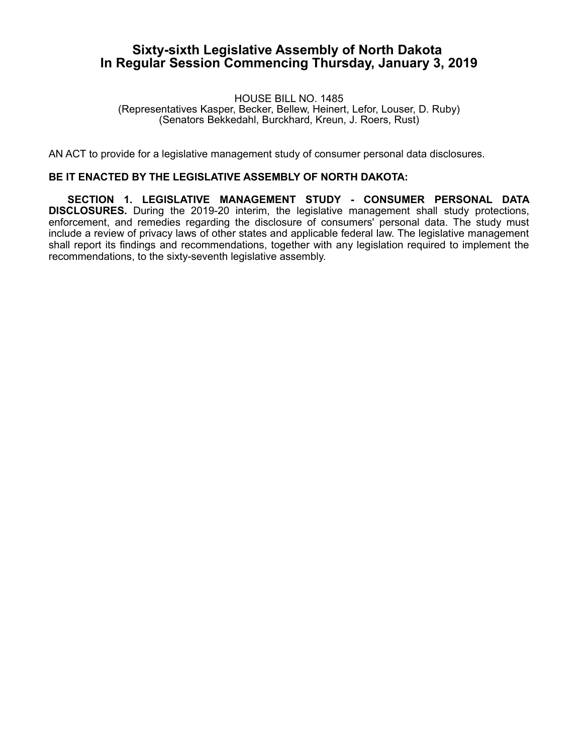# Sixty-sixth Legislative Assembly of North Dakota
# In Regular Session Commencing Thursday, January 3, 2019

HOUSE BILL NO. 1485
(Representatives Kasper, Becker, Bellew, Heinert, Lefor, Louser, D. Ruby)
(Senators Bekkedahl, Burckhard, Kreun, J. Roers, Rust)

AN ACT to provide for a legislative management study of consumer personal data disclosures.

**BE IT ENACTED BY THE LEGISLATIVE ASSEMBLY OF NORTH DAKOTA:**

**SECTION 1. LEGISLATIVE MANAGEMENT STUDY - CONSUMER PERSONAL DATA DISCLOSURES.** During the 2019-20 interim, the legislative management shall study protections, enforcement, and remedies regarding the disclosure of consumers' personal data. The study must include a review of privacy laws of other states and applicable federal law. The legislative management shall report its findings and recommendations, together with any legislation required to implement the recommendations, to the sixty-seventh legislative assembly.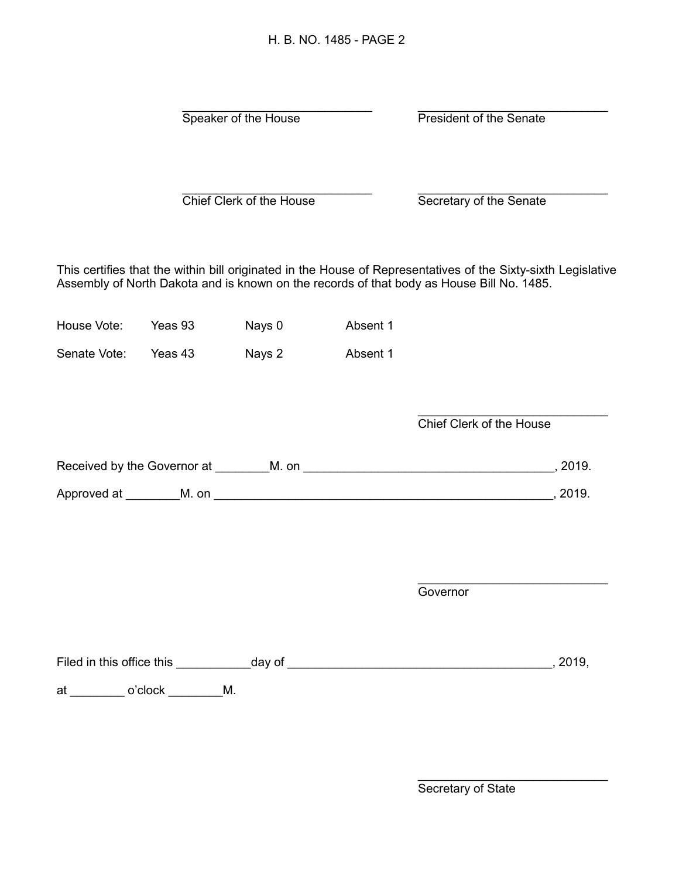\_\_\_\_\_\_\_\_\_\_\_\_\_\_\_\_\_\_\_\_\_\_\_\_\_\_\_\_\_\_  
Speaker of the House

\_\_\_\_\_\_\_\_\_\_\_\_\_\_\_\_\_\_\_\_\_\_\_\_\_\_\_\_\_\_  
President of the Senate

\_\_\_\_\_\_\_\_\_\_\_\_\_\_\_\_\_\_\_\_\_\_\_\_\_\_\_\_\_\_  
Chief Clerk of the House

\_\_\_\_\_\_\_\_\_\_\_\_\_\_\_\_\_\_\_\_\_\_\_\_\_\_\_\_\_\_  
Secretary of the Senate

This certifies that the within bill originated in the House of Representatives of the Sixty-sixth Legislative Assembly of North Dakota and is known on the records of that body as House Bill No. 1485.

| | | | |
|---|---|---|---|
| House Vote: | Yeas 93 | Nays 0 | Absent 1 |
| Senate Vote: | Yeas 43 | Nays 2 | Absent 1 |

\_\_\_\_\_\_\_\_\_\_\_\_\_\_\_\_\_\_\_\_\_\_\_\_\_\_\_\_\_\_  
Chief Clerk of the House

Received by the Governor at \_\_\_\_\_\_\_\_M. on \_\_\_\_\_\_\_\_\_\_\_\_\_\_\_\_\_\_\_\_\_\_\_\_\_\_\_\_\_\_\_\_\_\_\_\_\_\_, 2019.

Approved at \_\_\_\_\_\_\_\_M. on \_\_\_\_\_\_\_\_\_\_\_\_\_\_\_\_\_\_\_\_\_\_\_\_\_\_\_\_\_\_\_\_\_\_\_\_\_\_\_\_\_\_\_\_\_\_\_\_\_\_\_\_\_\_, 2019.

\_\_\_\_\_\_\_\_\_\_\_\_\_\_\_\_\_\_\_\_\_\_\_\_\_\_\_\_\_\_  
Governor

Filed in this office this \_\_\_\_\_\_\_\_\_\_\_day of \_\_\_\_\_\_\_\_\_\_\_\_\_\_\_\_\_\_\_\_\_\_\_\_\_\_\_\_\_\_\_\_\_\_\_\_\_\_\_\_\_\_, 2019,

at \_\_\_\_\_\_\_\_ o'clock \_\_\_\_\_\_\_\_M.

\_\_\_\_\_\_\_\_\_\_\_\_\_\_\_\_\_\_\_\_\_\_\_\_\_\_\_\_\_\_  
Secretary of State